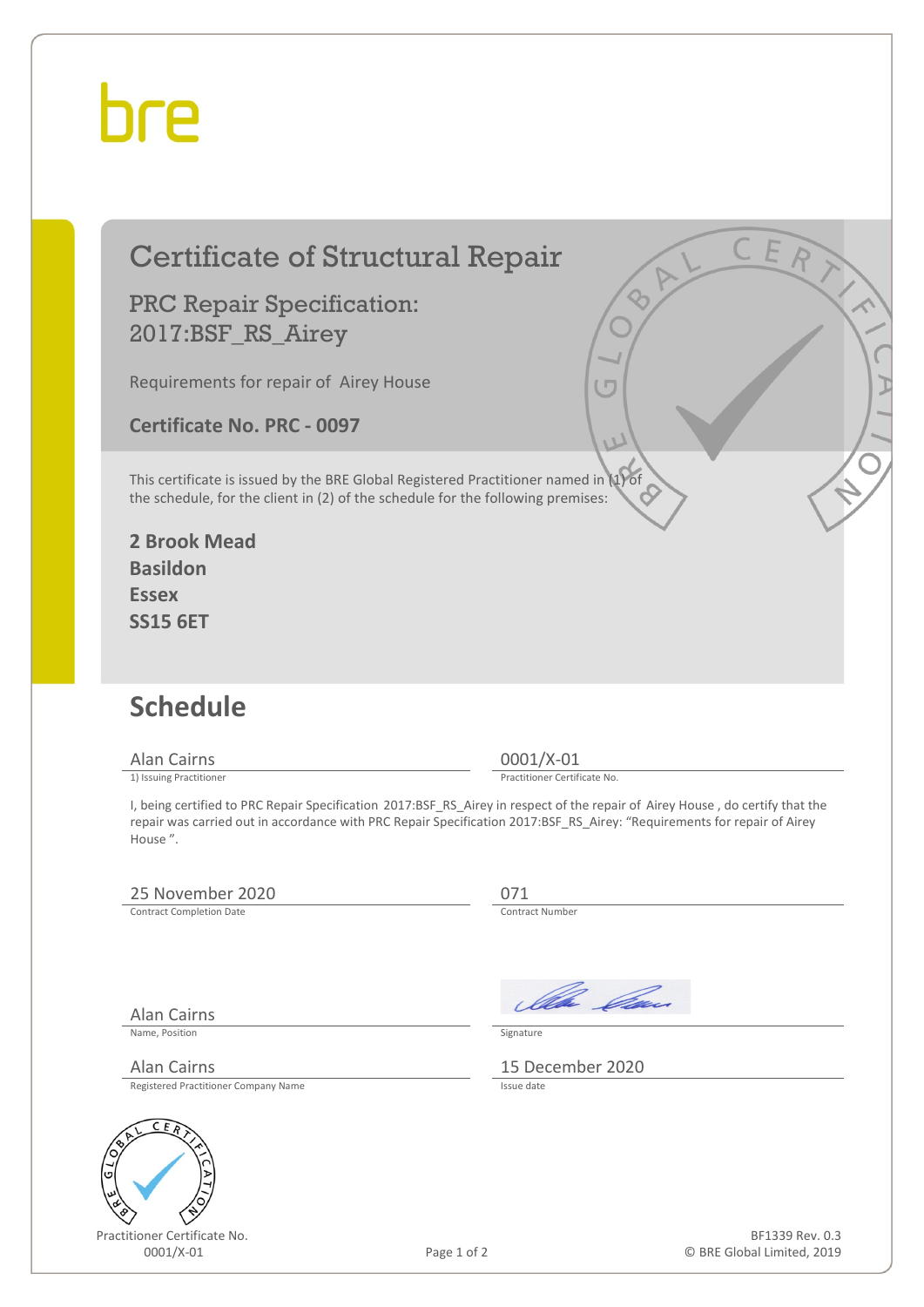bre

# Certificate of Structural Repair

## PRC Repair Specification: 2017:BSF_RS_Airey

Requirements for repair of Airey House

**Certificate No. PRC - 0097**

This certificate is issued by the BRE Global Registered Practitioner named in (1) of the schedule, for the client in (2) of the schedule for the following premises:

**2 Brook Mead**
**Basildon**
**Essex**
**SS15 6ET**

## Schedule

| Alan Cairns | 0001/X-01 |
|---|---|
| 1) Issuing Practitioner | Practitioner Certificate No. |

I, being certified to PRC Repair Specification 2017:BSF_RS_Airey in respect of the repair of Airey House , do certify that the repair was carried out in accordance with PRC Repair Specification 2017:BSF_RS_Airey: "Requirements for repair of Airey House ".

| 25 November 2020 | 071 |
|---|---|
| Contract Completion Date | Contract Number |

| Alan Cairns | [Signature] |
|---|---|
| Name, Position | Signature |

| Alan Cairns | 15 December 2020 |
|---|---|
| Registered Practitioner Company Name | Issue date |

Practitioner Certificate No.
0001/X-01

BF1339 Rev. 0.3
© BRE Global Limited, 2019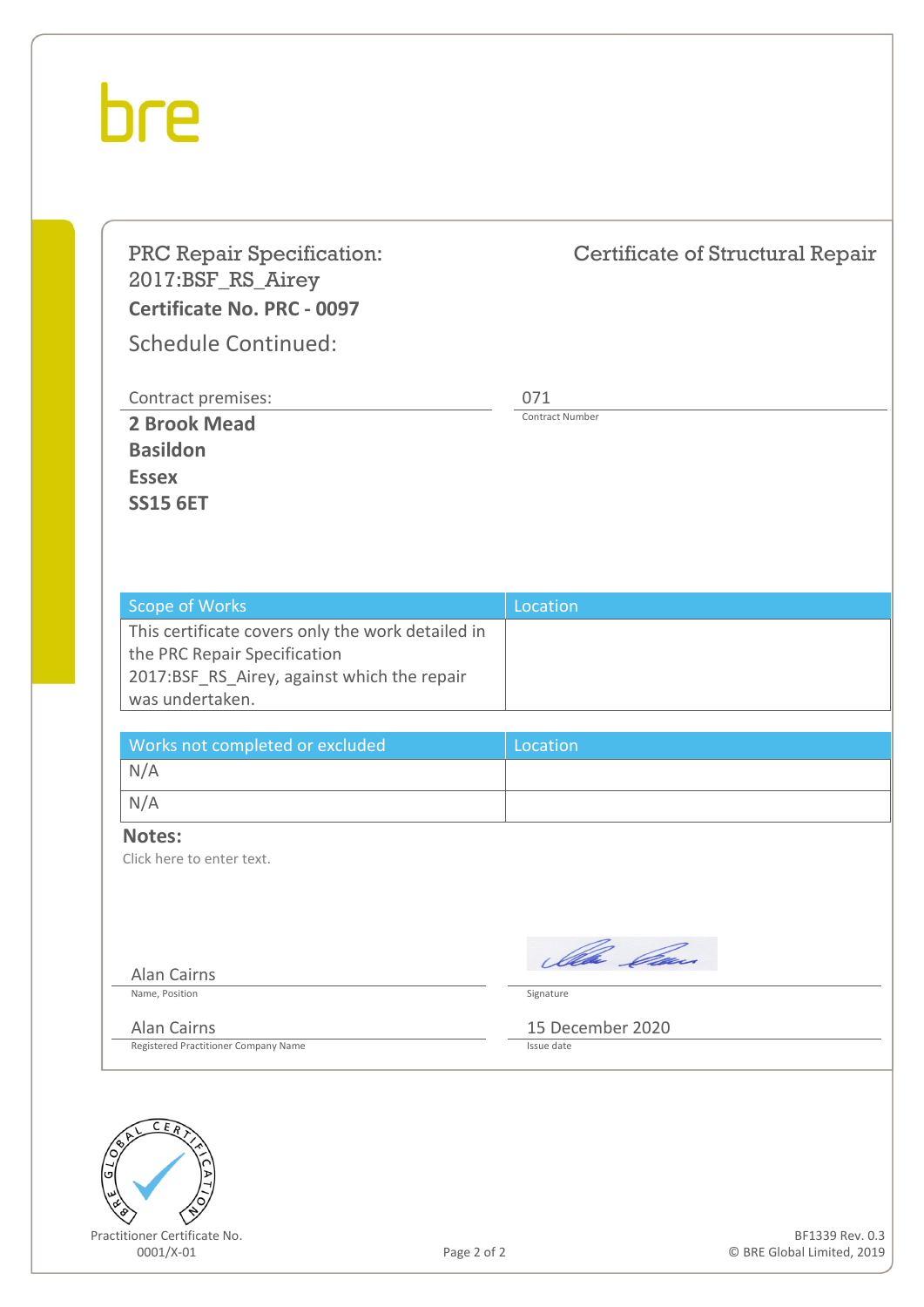bre

PRC Repair Specification:
2017:BSF_RS_Airey

Certificate of Structural Repair

**Certificate No. PRC - 0097**

## Schedule Continued:

Contract premises:

**2 Brook Mead**
**Basildon**
**Essex**
**SS15 6ET**

071
Contract Number

| Scope of Works | Location |
|---|---|
| This certificate covers only the work detailed in the PRC Repair Specification 2017:BSF_RS_Airey, against which the repair was undertaken. | |

| Works not completed or excluded | Location |
|---|---|
| N/A | |
| N/A | |

**Notes:**

Click here to enter text.

Alan Cairns
Name, Position

Signature

Alan Cairns
Registered Practitioner Company Name

15 December 2020
Issue date

BRE GLOBAL CERTIFICATION

Practitioner Certificate No.
0001/X-01

BF1339 Rev. 0.3
© BRE Global Limited, 2019